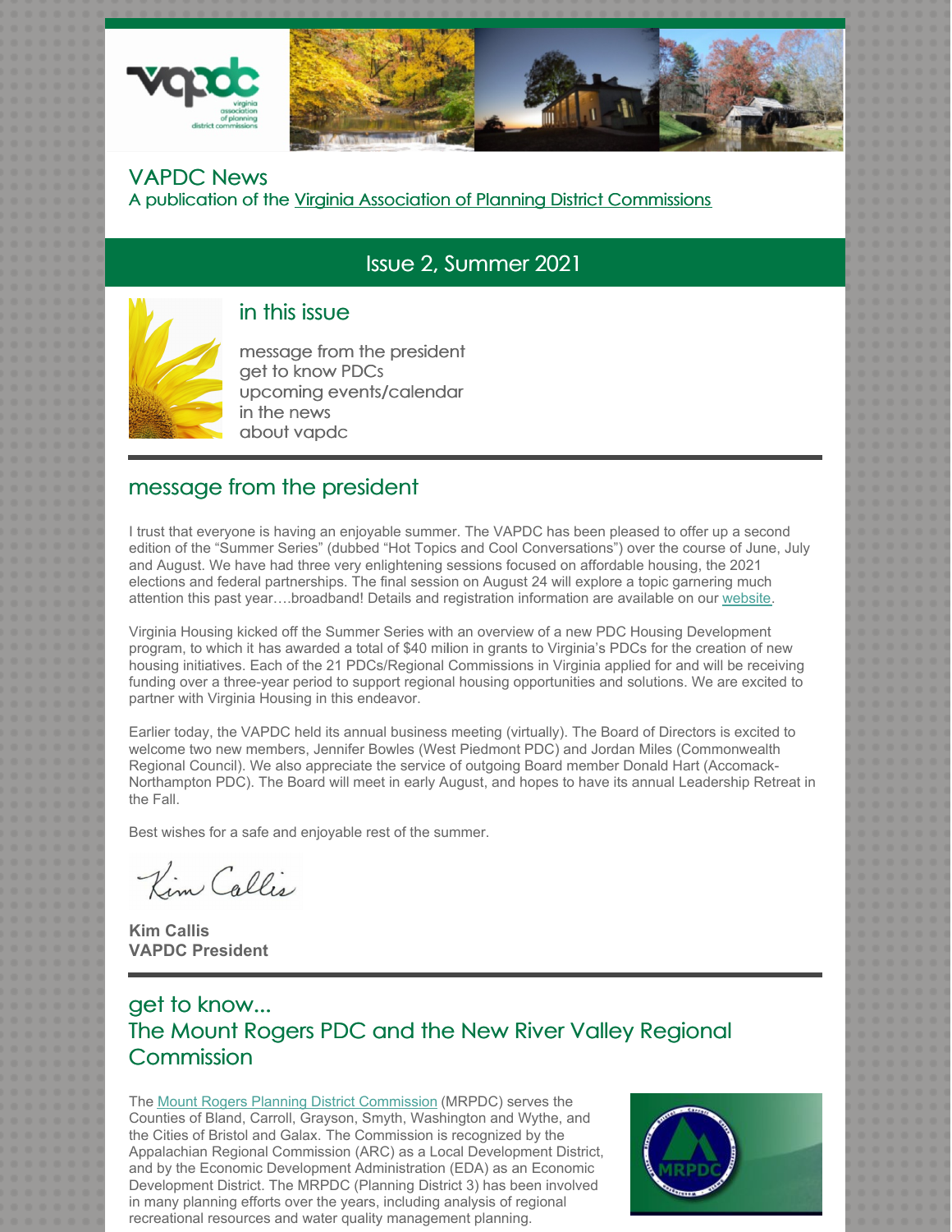# VAPDC News

A publication of the Virginia Association of Planning District Commissions

## Issue 2, Summer 2021

### in this issue

message from the president
get to know PDCs
upcoming events/calendar
in the news
about vapdc

## message from the president

I trust that everyone is having an enjoyable summer. The VAPDC has been pleased to offer up a second edition of the "Summer Series" (dubbed "Hot Topics and Cool Conversations") over the course of June, July and August. We have had three very enlightening sessions focused on affordable housing, the 2021 elections and federal partnerships. The final session on August 24 will explore a topic garnering much attention this past year….broadband! Details and registration information are available on our website.

Virginia Housing kicked off the Summer Series with an overview of a new PDC Housing Development program, to which it has awarded a total of $40 milion in grants to Virginia's PDCs for the creation of new housing initiatives. Each of the 21 PDCs/Regional Commissions in Virginia applied for and will be receiving funding over a three-year period to support regional housing opportunities and solutions. We are excited to partner with Virginia Housing in this endeavor.

Earlier today, the VAPDC held its annual business meeting (virtually). The Board of Directors is excited to welcome two new members, Jennifer Bowles (West Piedmont PDC) and Jordan Miles (Commonwealth Regional Council). We also appreciate the service of outgoing Board member Donald Hart (Accomack-Northampton PDC). The Board will meet in early August, and hopes to have its annual Leadership Retreat in the Fall.

Best wishes for a safe and enjoyable rest of the summer.

Kim Callis

**Kim Callis**
**VAPDC President**

## get to know... The Mount Rogers PDC and the New River Valley Regional Commission

The Mount Rogers Planning District Commission (MRPDC) serves the Counties of Bland, Carroll, Grayson, Smyth, Washington and Wythe, and the Cities of Bristol and Galax. The Commission is recognized by the Appalachian Regional Commission (ARC) as a Local Development District, and by the Economic Development Administration (EDA) as an Economic Development District. The MRPDC (Planning District 3) has been involved in many planning efforts over the years, including analysis of regional recreational resources and water quality management planning.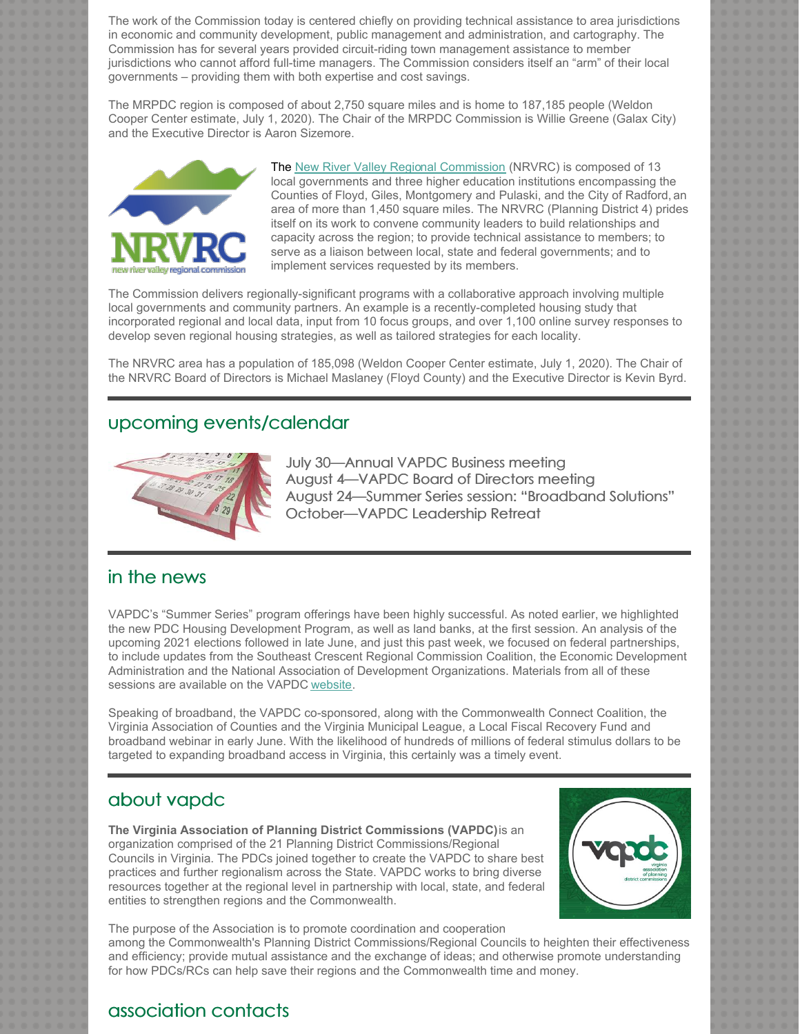The work of the Commission today is centered chiefly on providing technical assistance to area jurisdictions in economic and community development, public management and administration, and cartography. The Commission has for several years provided circuit-riding town management assistance to member jurisdictions who cannot afford full-time managers. The Commission considers itself an "arm" of their local governments – providing them with both expertise and cost savings.

The MRPDC region is composed of about 2,750 square miles and is home to 187,185 people (Weldon Cooper Center estimate, July 1, 2020). The Chair of the MRPDC Commission is Willie Greene (Galax City) and the Executive Director is Aaron Sizemore.

The New River Valley Regional Commission (NRVRC) is composed of 13 local governments and three higher education institutions encompassing the Counties of Floyd, Giles, Montgomery and Pulaski, and the City of Radford, an area of more than 1,450 square miles. The NRVRC (Planning District 4) prides itself on its work to convene community leaders to build relationships and capacity across the region; to provide technical assistance to members; to serve as a liaison between local, state and federal governments; and to implement services requested by its members.

The Commission delivers regionally-significant programs with a collaborative approach involving multiple local governments and community partners. An example is a recently-completed housing study that incorporated regional and local data, input from 10 focus groups, and over 1,100 online survey responses to develop seven regional housing strategies, as well as tailored strategies for each locality.

The NRVRC area has a population of 185,098 (Weldon Cooper Center estimate, July 1, 2020). The Chair of the NRVRC Board of Directors is Michael Maslaney (Floyd County) and the Executive Director is Kevin Byrd.

## upcoming events/calendar

July 30—Annual VAPDC Business meeting
August 4—VAPDC Board of Directors meeting
August 24—Summer Series session: "Broadband Solutions"
October—VAPDC Leadership Retreat

## in the news

VAPDC's "Summer Series" program offerings have been highly successful. As noted earlier, we highlighted the new PDC Housing Development Program, as well as land banks, at the first session. An analysis of the upcoming 2021 elections followed in late June, and just this past week, we focused on federal partnerships, to include updates from the Southeast Crescent Regional Commission Coalition, the Economic Development Administration and the National Association of Development Organizations. Materials from all of these sessions are available on the VAPDC website.

Speaking of broadband, the VAPDC co-sponsored, along with the Commonwealth Connect Coalition, the Virginia Association of Counties and the Virginia Municipal League, a Local Fiscal Recovery Fund and broadband webinar in early June. With the likelihood of hundreds of millions of federal stimulus dollars to be targeted to expanding broadband access in Virginia, this certainly was a timely event.

## about vapdc

**The Virginia Association of Planning District Commissions (VAPDC)** is an organization comprised of the 21 Planning District Commissions/Regional Councils in Virginia. The PDCs joined together to create the VAPDC to share best practices and further regionalism across the State. VAPDC works to bring diverse resources together at the regional level in partnership with local, state, and federal entities to strengthen regions and the Commonwealth.

The purpose of the Association is to promote coordination and cooperation among the Commonwealth's Planning District Commissions/Regional Councils to heighten their effectiveness and efficiency; provide mutual assistance and the exchange of ideas; and otherwise promote understanding for how PDCs/RCs can help save their regions and the Commonwealth time and money.

## association contacts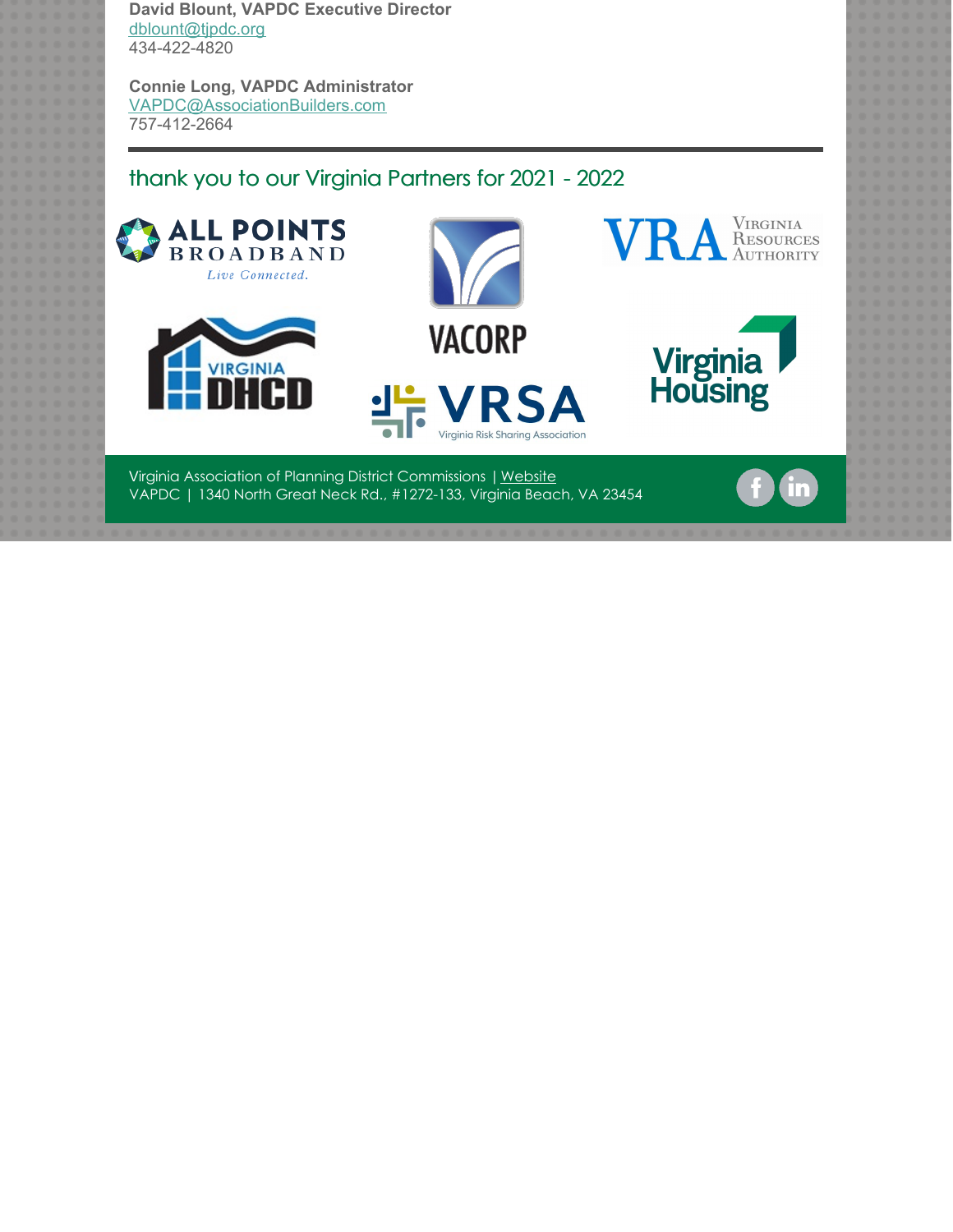**David Blount, VAPDC Executive Director**
dblount@tjpdc.org
434-422-4820

**Connie Long, VAPDC Administrator**
VAPDC@AssociationBuilders.com
757-412-2664

---

## thank you to our Virginia Partners for 2021 - 2022

Virginia Association of Planning District Commissions | Website
VAPDC | 1340 North Great Neck Rd., #1272-133, Virginia Beach, VA 23454